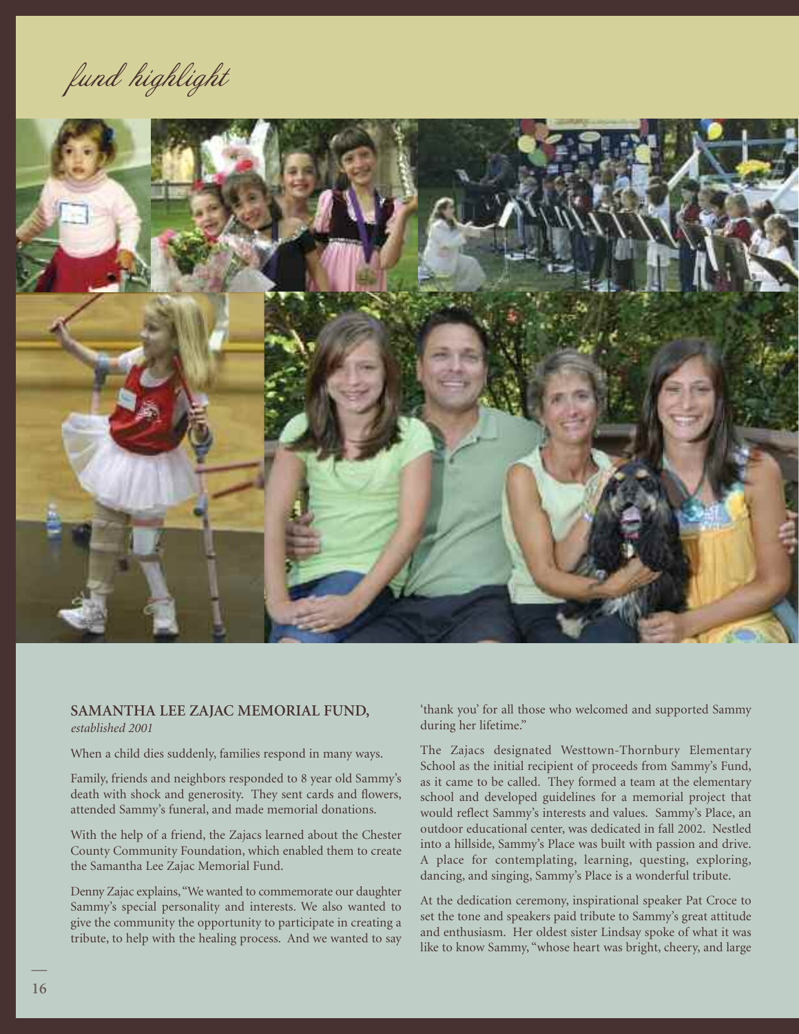*fund highlight*

## SAMANTHA LEE ZAJAC MEMORIAL FUND,

*established 2001*

When a child dies suddenly, families respond in many ways.

Family, friends and neighbors responded to 8 year old Sammy's death with shock and generosity. They sent cards and flowers, attended Sammy's funeral, and made memorial donations.

With the help of a friend, the Zajacs learned about the Chester County Community Foundation, which enabled them to create the Samantha Lee Zajac Memorial Fund.

Denny Zajac explains, "We wanted to commemorate our daughter Sammy's special personality and interests. We also wanted to give the community the opportunity to participate in creating a tribute, to help with the healing process. And we wanted to say 'thank you' for all those who welcomed and supported Sammy during her lifetime."

The Zajacs designated Westtown-Thornbury Elementary School as the initial recipient of proceeds from Sammy's Fund, as it came to be called. They formed a team at the elementary school and developed guidelines for a memorial project that would reflect Sammy's interests and values. Sammy's Place, an outdoor educational center, was dedicated in fall 2002. Nestled into a hillside, Sammy's Place was built with passion and drive. A place for contemplating, learning, questing, exploring, dancing, and singing, Sammy's Place is a wonderful tribute.

At the dedication ceremony, inspirational speaker Pat Croce to set the tone and speakers paid tribute to Sammy's great attitude and enthusiasm. Her oldest sister Lindsay spoke of what it was like to know Sammy, "whose heart was bright, cheery, and large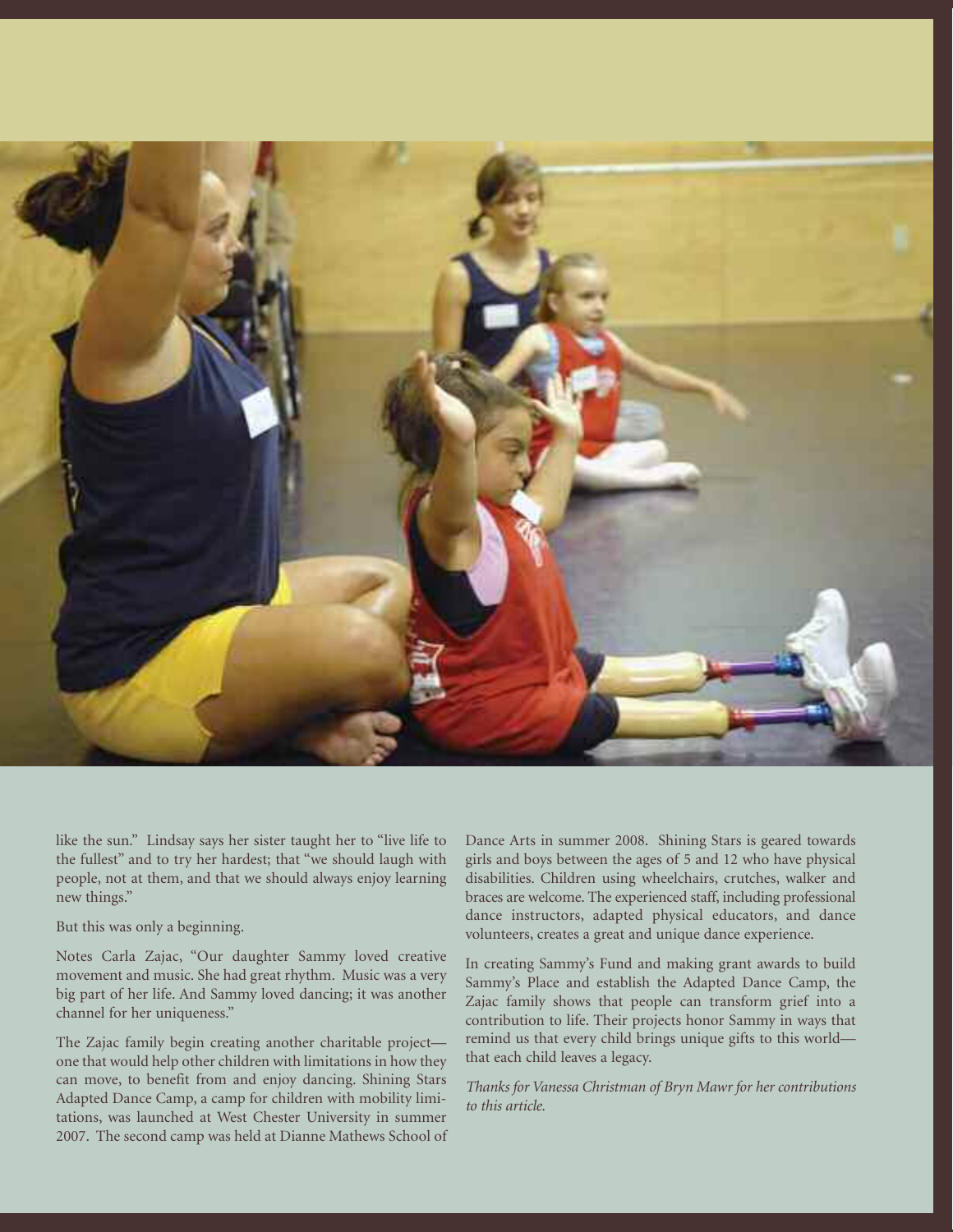like the sun." Lindsay says her sister taught her to "live life to the fullest" and to try her hardest; that "we should laugh with people, not at them, and that we should always enjoy learning new things."

But this was only a beginning.

Notes Carla Zajac, "Our daughter Sammy loved creative movement and music. She had great rhythm. Music was a very big part of her life. And Sammy loved dancing; it was another channel for her uniqueness."

The Zajac family begin creating another charitable project—one that would help other children with limitations in how they can move, to benefit from and enjoy dancing. Shining Stars Adapted Dance Camp, a camp for children with mobility limitations, was launched at West Chester University in summer 2007. The second camp was held at Dianne Mathews School of Dance Arts in summer 2008. Shining Stars is geared towards girls and boys between the ages of 5 and 12 who have physical disabilities. Children using wheelchairs, crutches, walker and braces are welcome. The experienced staff, including professional dance instructors, adapted physical educators, and dance volunteers, creates a great and unique dance experience.

In creating Sammy's Fund and making grant awards to build Sammy's Place and establish the Adapted Dance Camp, the Zajac family shows that people can transform grief into a contribution to life. Their projects honor Sammy in ways that remind us that every child brings unique gifts to this world—that each child leaves a legacy.

*Thanks for Vanessa Christman of Bryn Mawr for her contributions to this article.*